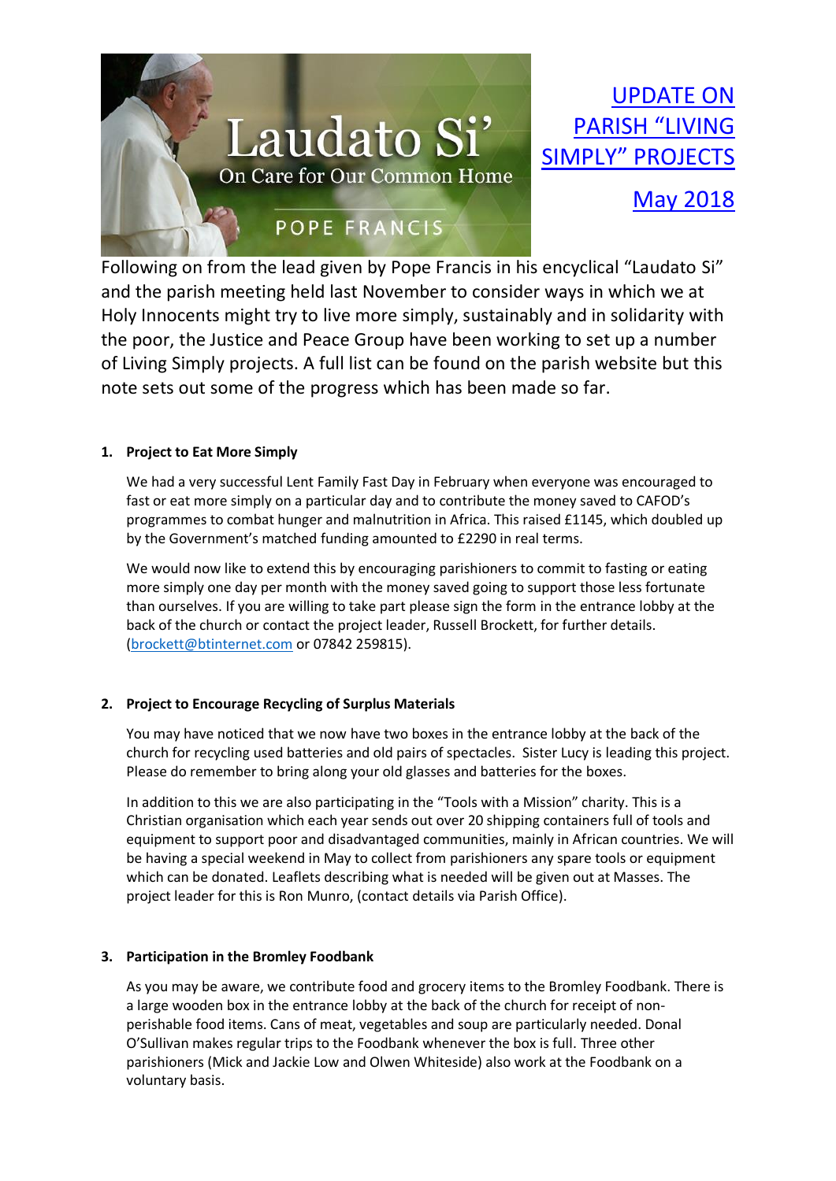Laudato Si'
On Care for Our Common Home
POPE FRANCIS

# UPDATE ON PARISH "LIVING SIMPLY" PROJECTS

## May 2018

Following on from the lead given by Pope Francis in his encyclical "Laudato Si" and the parish meeting held last November to consider ways in which we at Holy Innocents might try to live more simply, sustainably and in solidarity with the poor, the Justice and Peace Group have been working to set up a number of Living Simply projects. A full list can be found on the parish website but this note sets out some of the progress which has been made so far.

### 1. Project to Eat More Simply

We had a very successful Lent Family Fast Day in February when everyone was encouraged to fast or eat more simply on a particular day and to contribute the money saved to CAFOD's programmes to combat hunger and malnutrition in Africa. This raised £1145, which doubled up by the Government's matched funding amounted to £2290 in real terms.

We would now like to extend this by encouraging parishioners to commit to fasting or eating more simply one day per month with the money saved going to support those less fortunate than ourselves. If you are willing to take part please sign the form in the entrance lobby at the back of the church or contact the project leader, Russell Brockett, for further details. (brockett@btinternet.com or 07842 259815).

### 2. Project to Encourage Recycling of Surplus Materials

You may have noticed that we now have two boxes in the entrance lobby at the back of the church for recycling used batteries and old pairs of spectacles. Sister Lucy is leading this project. Please do remember to bring along your old glasses and batteries for the boxes.

In addition to this we are also participating in the "Tools with a Mission" charity. This is a Christian organisation which each year sends out over 20 shipping containers full of tools and equipment to support poor and disadvantaged communities, mainly in African countries. We will be having a special weekend in May to collect from parishioners any spare tools or equipment which can be donated. Leaflets describing what is needed will be given out at Masses. The project leader for this is Ron Munro, (contact details via Parish Office).

### 3. Participation in the Bromley Foodbank

As you may be aware, we contribute food and grocery items to the Bromley Foodbank. There is a large wooden box in the entrance lobby at the back of the church for receipt of non-perishable food items. Cans of meat, vegetables and soup are particularly needed. Donal O'Sullivan makes regular trips to the Foodbank whenever the box is full. Three other parishioners (Mick and Jackie Low and Olwen Whiteside) also work at the Foodbank on a voluntary basis.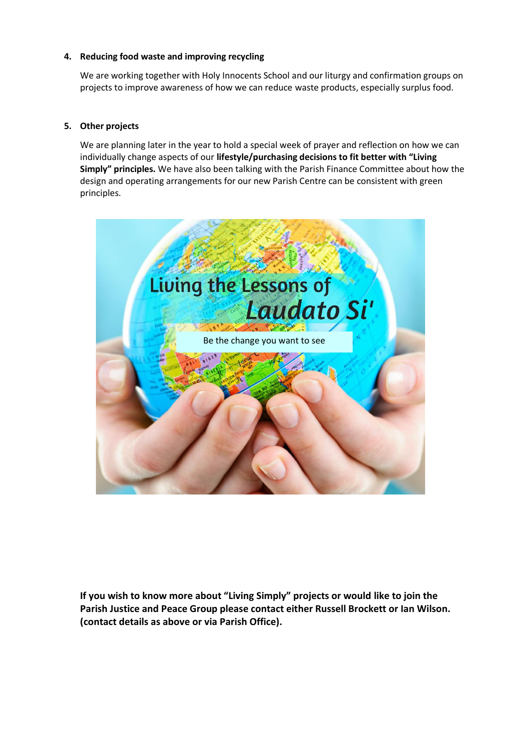**4. Reducing food waste and improving recycling**

We are working together with Holy Innocents School and our liturgy and confirmation groups on projects to improve awareness of how we can reduce waste products, especially surplus food.

**5. Other projects**

We are planning later in the year to hold a special week of prayer and reflection on how we can individually change aspects of our **lifestyle/purchasing decisions to fit better with "Living Simply" principles.** We have also been talking with the Parish Finance Committee about how the design and operating arrangements for our new Parish Centre can be consistent with green principles.

Living the Lessons of *Laudato Si'*

Be the change you want to see

**If you wish to know more about "Living Simply" projects or would like to join the Parish Justice and Peace Group please contact either Russell Brockett or Ian Wilson. (contact details as above or via Parish Office).**